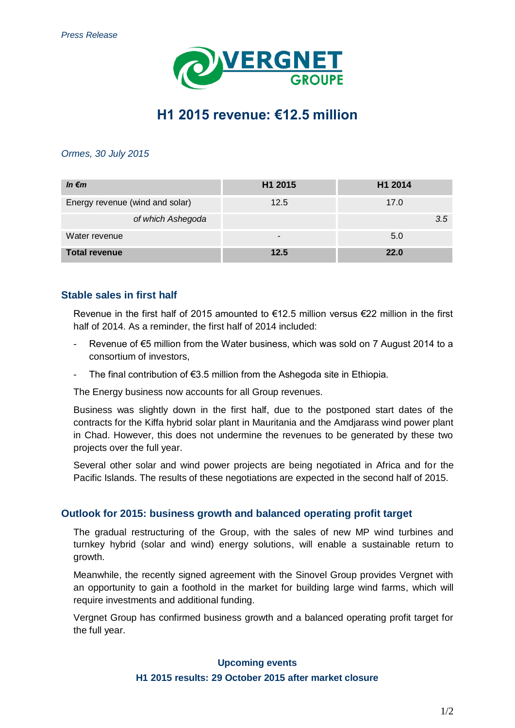*Press Release*

VERGNET GROUPE

# H1 2015 revenue: €12.5 million

*Ormes, 30 July 2015*

| *In €m* | H1 2015 | H1 2014 |
|---|---|---|
| Energy revenue (wind and solar) | 12.5 | 17.0 |
| *of which Ashegoda* | | *3.5* |
| Water revenue | - | 5.0 |
| **Total revenue** | **12.5** | **22.0** |

## Stable sales in first half

Revenue in the first half of 2015 amounted to €12.5 million versus €22 million in the first half of 2014. As a reminder, the first half of 2014 included:

- Revenue of €5 million from the Water business, which was sold on 7 August 2014 to a consortium of investors,
- The final contribution of €3.5 million from the Ashegoda site in Ethiopia.

The Energy business now accounts for all Group revenues.

Business was slightly down in the first half, due to the postponed start dates of the contracts for the Kiffa hybrid solar plant in Mauritania and the Amdjarass wind power plant in Chad. However, this does not undermine the revenues to be generated by these two projects over the full year.

Several other solar and wind power projects are being negotiated in Africa and for the Pacific Islands. The results of these negotiations are expected in the second half of 2015.

## Outlook for 2015: business growth and balanced operating profit target

The gradual restructuring of the Group, with the sales of new MP wind turbines and turnkey hybrid (solar and wind) energy solutions, will enable a sustainable return to growth.

Meanwhile, the recently signed agreement with the Sinovel Group provides Vergnet with an opportunity to gain a foothold in the market for building large wind farms, which will require investments and additional funding.

Vergnet Group has confirmed business growth and a balanced operating profit target for the full year.

**Upcoming events**

**H1 2015 results: 29 October 2015 after market closure**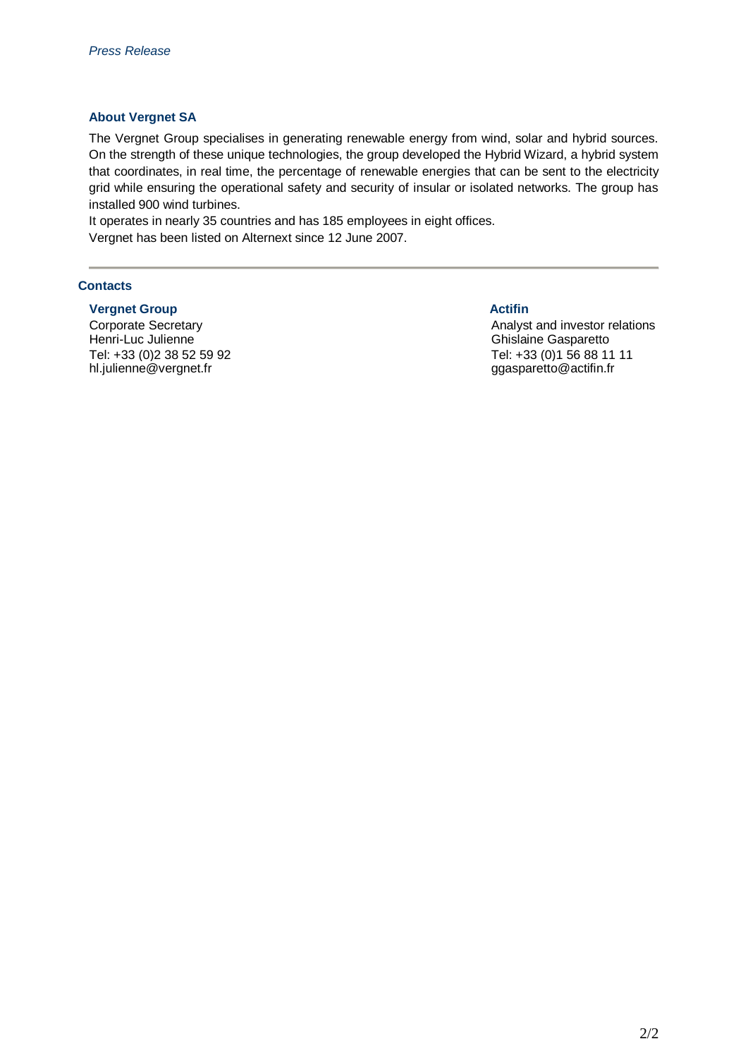## About Vergnet SA

The Vergnet Group specialises in generating renewable energy from wind, solar and hybrid sources. On the strength of these unique technologies, the group developed the Hybrid Wizard, a hybrid system that coordinates, in real time, the percentage of renewable energies that can be sent to the electricity grid while ensuring the operational safety and security of insular or isolated networks. The group has installed 900 wind turbines.

It operates in nearly 35 countries and has 185 employees in eight offices.

Vergnet has been listed on Alternext since 12 June 2007.

---

## Contacts

**Vergnet Group**
Corporate Secretary
Henri-Luc Julienne
Tel: +33 (0)2 38 52 59 92
hl.julienne@vergnet.fr

**Actifin**
Analyst and investor relations
Ghislaine Gasparetto
Tel: +33 (0)1 56 88 11 11
ggasparetto@actifin.fr